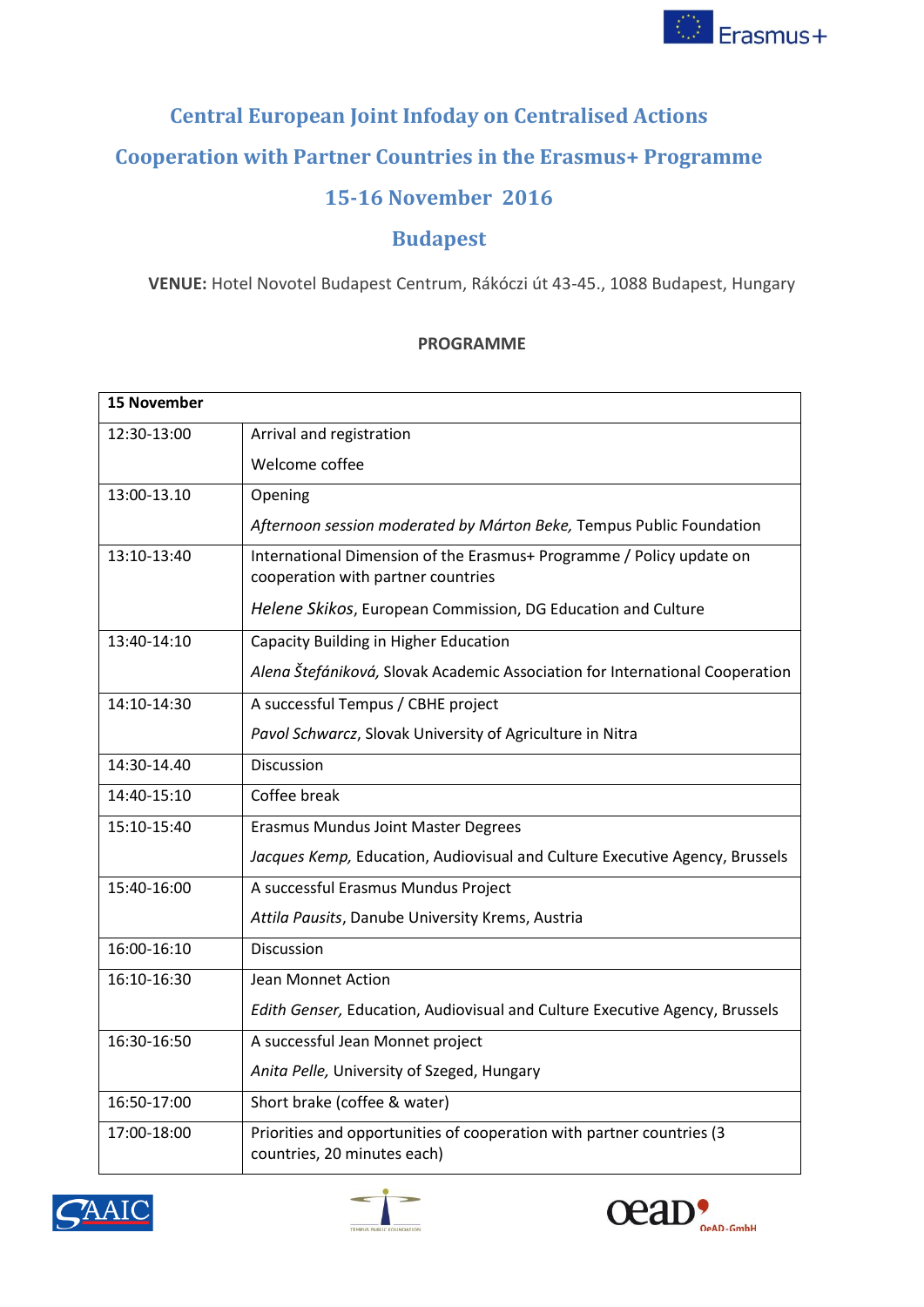# Central European Joint Infoday on Centralised Actions

## Cooperation with Partner Countries in the Erasmus+ Programme

## 15-16 November 2016

## Budapest

**VENUE:** Hotel Novotel Budapest Centrum, Rákóczi út 43-45., 1088 Budapest, Hungary

**PROGRAMME**

| **15 November** | |
|---|---|
| 12:30-13:00 | Arrival and registration<br><br>Welcome coffee |
| 13:00-13.10 | Opening<br><br>*Afternoon session moderated by Márton Beke,* Tempus Public Foundation |
| 13:10-13:40 | International Dimension of the Erasmus+ Programme / Policy update on cooperation with partner countries<br><br>*Helene Skikos*, European Commission, DG Education and Culture |
| 13:40-14:10 | Capacity Building in Higher Education<br><br>*Alena Štefániková,* Slovak Academic Association for International Cooperation |
| 14:10-14:30 | A successful Tempus / CBHE project<br><br>*Pavol Schwarcz*, Slovak University of Agriculture in Nitra |
| 14:30-14.40 | Discussion |
| 14:40-15:10 | Coffee break |
| 15:10-15:40 | Erasmus Mundus Joint Master Degrees<br><br>*Jacques Kemp,* Education, Audiovisual and Culture Executive Agency, Brussels |
| 15:40-16:00 | A successful Erasmus Mundus Project<br><br>*Attila Pausits*, Danube University Krems, Austria |
| 16:00-16:10 | Discussion |
| 16:10-16:30 | Jean Monnet Action<br><br>*Edith Genser,* Education, Audiovisual and Culture Executive Agency, Brussels |
| 16:30-16:50 | A successful Jean Monnet project<br><br>*Anita Pelle,* University of Szeged, Hungary |
| 16:50-17:00 | Short brake (coffee & water) |
| 17:00-18:00 | Priorities and opportunities of cooperation with partner countries (3 countries, 20 minutes each) |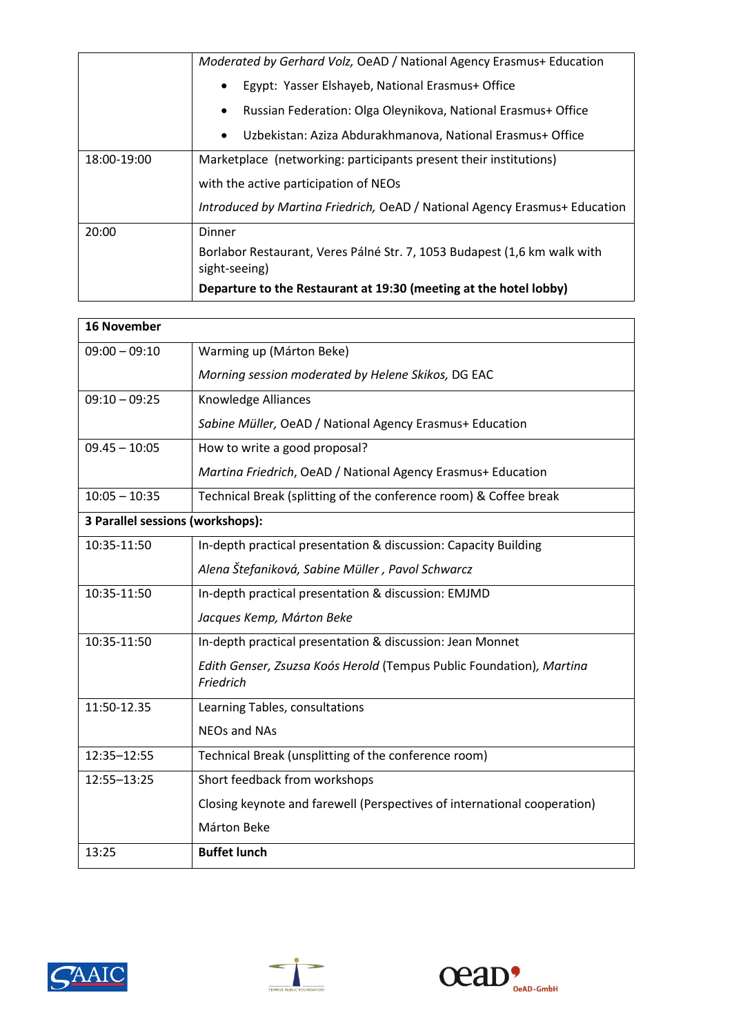| | |
|---|---|
| | *Moderated by Gerhard Volz,* OeAD / National Agency Erasmus+ Education<br>• Egypt: Yasser Elshayeb, National Erasmus+ Office<br>• Russian Federation: Olga Oleynikova, National Erasmus+ Office<br>• Uzbekistan: Aziza Abdurakhmanova, National Erasmus+ Office |
| 18:00-19:00 | Marketplace (networking: participants present their institutions)<br>with the active participation of NEOs<br>*Introduced by Martina Friedrich,* OeAD / National Agency Erasmus+ Education |
| 20:00 | Dinner<br>Borlabor Restaurant, Veres Pálné Str. 7, 1053 Budapest (1,6 km walk with sight-seeing)<br>**Departure to the Restaurant at 19:30 (meeting at the hotel lobby)** |

| **16 November** | |
|---|---|
| 09:00 – 09:10 | Warming up (Márton Beke)<br>*Morning session moderated by Helene Skikos,* DG EAC |
| 09:10 – 09:25 | Knowledge Alliances<br>*Sabine Müller,* OeAD / National Agency Erasmus+ Education |
| 09.45 – 10:05 | How to write a good proposal?<br>*Martina Friedrich*, OeAD / National Agency Erasmus+ Education |
| 10:05 – 10:35 | Technical Break (splitting of the conference room) & Coffee break |
| **3 Parallel sessions (workshops):** | |
| 10:35-11:50 | In-depth practical presentation & discussion: Capacity Building<br>*Alena Štefaniková, Sabine Müller , Pavol Schwarcz* |
| 10:35-11:50 | In-depth practical presentation & discussion: EMJMD<br>*Jacques Kemp, Márton Beke* |
| 10:35-11:50 | In-depth practical presentation & discussion: Jean Monnet<br>*Edith Genser, Zsuzsa Koós Herold* (Tempus Public Foundation), *Martina Friedrich* |
| 11:50-12.35 | Learning Tables, consultations<br>NEOs and NAs |
| 12:35–12:55 | Technical Break (unsplitting of the conference room) |
| 12:55–13:25 | Short feedback from workshops<br>Closing keynote and farewell (Perspectives of international cooperation)<br>Márton Beke |
| 13:25 | **Buffet lunch** |